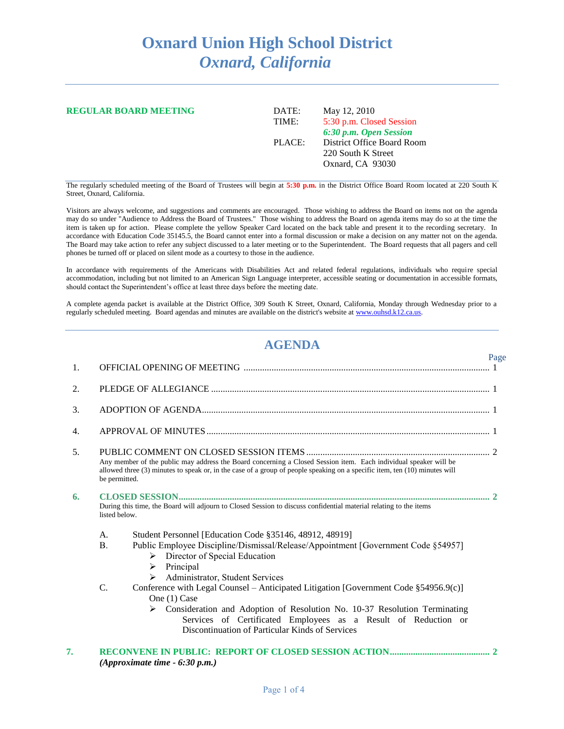# Oxnard Union High School District
## *Oxnard, California*

---

**REGULAR BOARD MEETING**

| | |
|---|---|
| DATE: | May 12, 2010 |
| TIME: | 5:30 p.m. Closed Session |
| | ***6:30 p.m. Open Session*** |
| PLACE: | District Office Board Room |
| | 220 South K Street |
| | Oxnard, CA 93030 |

The regularly scheduled meeting of the Board of Trustees will begin at **5:30 p.m.** in the District Office Board Room located at 220 South K Street, Oxnard, California.

Visitors are always welcome, and suggestions and comments are encouraged. Those wishing to address the Board on items not on the agenda may do so under "Audience to Address the Board of Trustees." Those wishing to address the Board on agenda items may do so at the time the item is taken up for action. Please complete the yellow Speaker Card located on the back table and present it to the recording secretary. In accordance with Education Code 35145.5, the Board cannot enter into a formal discussion or make a decision on any matter not on the agenda. The Board may take action to refer any subject discussed to a later meeting or to the Superintendent. The Board requests that all pagers and cell phones be turned off or placed on silent mode as a courtesy to those in the audience.

In accordance with requirements of the Americans with Disabilities Act and related federal regulations, individuals who require special accommodation, including but not limited to an American Sign Language interpreter, accessible seating or documentation in accessible formats, should contact the Superintendent's office at least three days before the meeting date.

A complete agenda packet is available at the District Office, 309 South K Street, Oxnard, California, Monday through Wednesday prior to a regularly scheduled meeting. Board agendas and minutes are available on the district's website at www.ouhsd.k12.ca.us.

---

## AGENDA

| | | Page |
|---|---|---|
| 1. | OFFICIAL OPENING OF MEETING | 1 |
| 2. | PLEDGE OF ALLEGIANCE | 1 |
| 3. | ADOPTION OF AGENDA | 1 |
| 4. | APPROVAL OF MINUTES | 1 |
| 5. | PUBLIC COMMENT ON CLOSED SESSION ITEMS | 2 |
| 6. | **CLOSED SESSION** | **2** |
| 7. | **RECONVENE IN PUBLIC: REPORT OF CLOSED SESSION ACTION** | **2** |

5. PUBLIC COMMENT ON CLOSED SESSION ITEMS ........ 2

   Any member of the public may address the Board concerning a Closed Session item. Each individual speaker will be allowed three (3) minutes to speak or, in the case of a group of people speaking on a specific item, ten (10) minutes will be permitted.

6. **CLOSED SESSION** ........ **2**

   During this time, the Board will adjourn to Closed Session to discuss confidential material relating to the items listed below.

   A. Student Personnel [Education Code §35146, 48912, 48919]

   B. Public Employee Discipline/Dismissal/Release/Appointment [Government Code §54957]
      - ➢ Director of Special Education
      - ➢ Principal
      - ➢ Administrator, Student Services

   C. Conference with Legal Counsel – Anticipated Litigation [Government Code §54956.9(c)] One (1) Case
      - ➢ Consideration and Adoption of Resolution No. 10-37 Resolution Terminating Services of Certificated Employees as a Result of Reduction or Discontinuation of Particular Kinds of Services

7. **RECONVENE IN PUBLIC: REPORT OF CLOSED SESSION ACTION** ........ **2**

   ***(Approximate time - 6:30 p.m.)***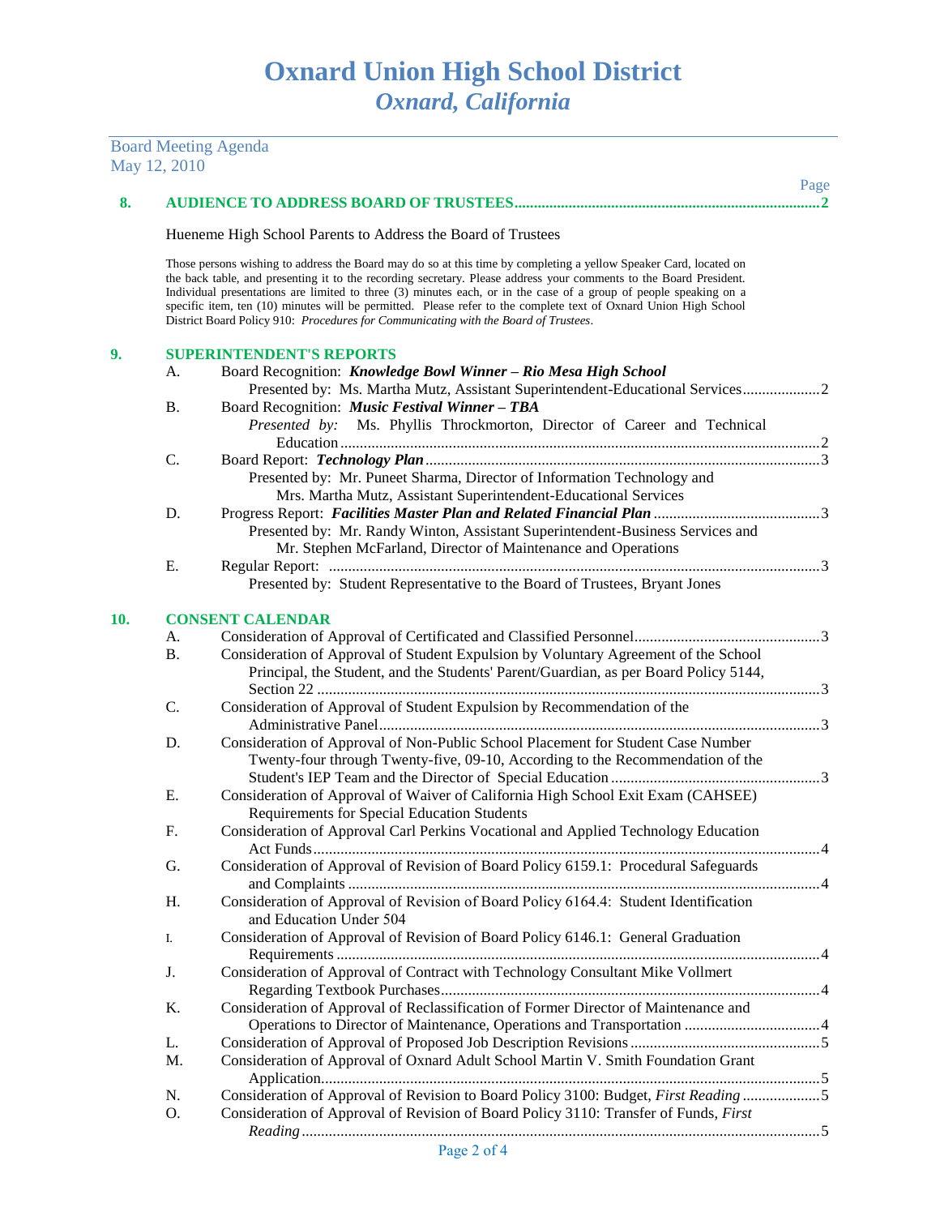# Oxnard Union High School District
## *Oxnard, California*

Board Meeting Agenda
May 12, 2010

Page

**8. AUDIENCE TO ADDRESS BOARD OF TRUSTEES....................2**

Hueneme High School Parents to Address the Board of Trustees

Those persons wishing to address the Board may do so at this time by completing a yellow Speaker Card, located on the back table, and presenting it to the recording secretary. Please address your comments to the Board President. Individual presentations are limited to three (3) minutes each, or in the case of a group of people speaking on a specific item, ten (10) minutes will be permitted. Please refer to the complete text of Oxnard Union High School District Board Policy 910: *Procedures for Communicating with the Board of Trustees*.

**9. SUPERINTENDENT'S REPORTS**

A. Board Recognition: ***Knowledge Bowl Winner – Rio Mesa High School***
Presented by: Ms. Martha Mutz, Assistant Superintendent-Educational Services....................2

B. Board Recognition: ***Music Festival Winner – TBA***
*Presented by:* Ms. Phyllis Throckmorton, Director of Career and Technical Education....................2

C. Board Report: ***Technology Plan***....................3
Presented by: Mr. Puneet Sharma, Director of Information Technology and Mrs. Martha Mutz, Assistant Superintendent-Educational Services

D. Progress Report: ***Facilities Master Plan and Related Financial Plan***....................3
Presented by: Mr. Randy Winton, Assistant Superintendent-Business Services and Mr. Stephen McFarland, Director of Maintenance and Operations

E. Regular Report: ....................3
Presented by: Student Representative to the Board of Trustees, Bryant Jones

**10. CONSENT CALENDAR**

A. Consideration of Approval of Certificated and Classified Personnel....................3

B. Consideration of Approval of Student Expulsion by Voluntary Agreement of the School Principal, the Student, and the Students' Parent/Guardian, as per Board Policy 5144, Section 22....................3

C. Consideration of Approval of Student Expulsion by Recommendation of the Administrative Panel....................3

D. Consideration of Approval of Non-Public School Placement for Student Case Number Twenty-four through Twenty-five, 09-10, According to the Recommendation of the Student's IEP Team and the Director of Special Education....................3

E. Consideration of Approval of Waiver of California High School Exit Exam (CAHSEE) Requirements for Special Education Students

F. Consideration of Approval Carl Perkins Vocational and Applied Technology Education Act Funds....................4

G. Consideration of Approval of Revision of Board Policy 6159.1: Procedural Safeguards and Complaints....................4

H. Consideration of Approval of Revision of Board Policy 6164.4: Student Identification and Education Under 504

I. Consideration of Approval of Revision of Board Policy 6146.1: General Graduation Requirements....................4

J. Consideration of Approval of Contract with Technology Consultant Mike Vollmert Regarding Textbook Purchases....................4

K. Consideration of Approval of Reclassification of Former Director of Maintenance and Operations to Director of Maintenance, Operations and Transportation....................4

L. Consideration of Approval of Proposed Job Description Revisions....................5

M. Consideration of Approval of Oxnard Adult School Martin V. Smith Foundation Grant Application....................5

N. Consideration of Approval of Revision to Board Policy 3100: Budget, *First Reading*....................5

O. Consideration of Approval of Revision of Board Policy 3110: Transfer of Funds, *First Reading*....................5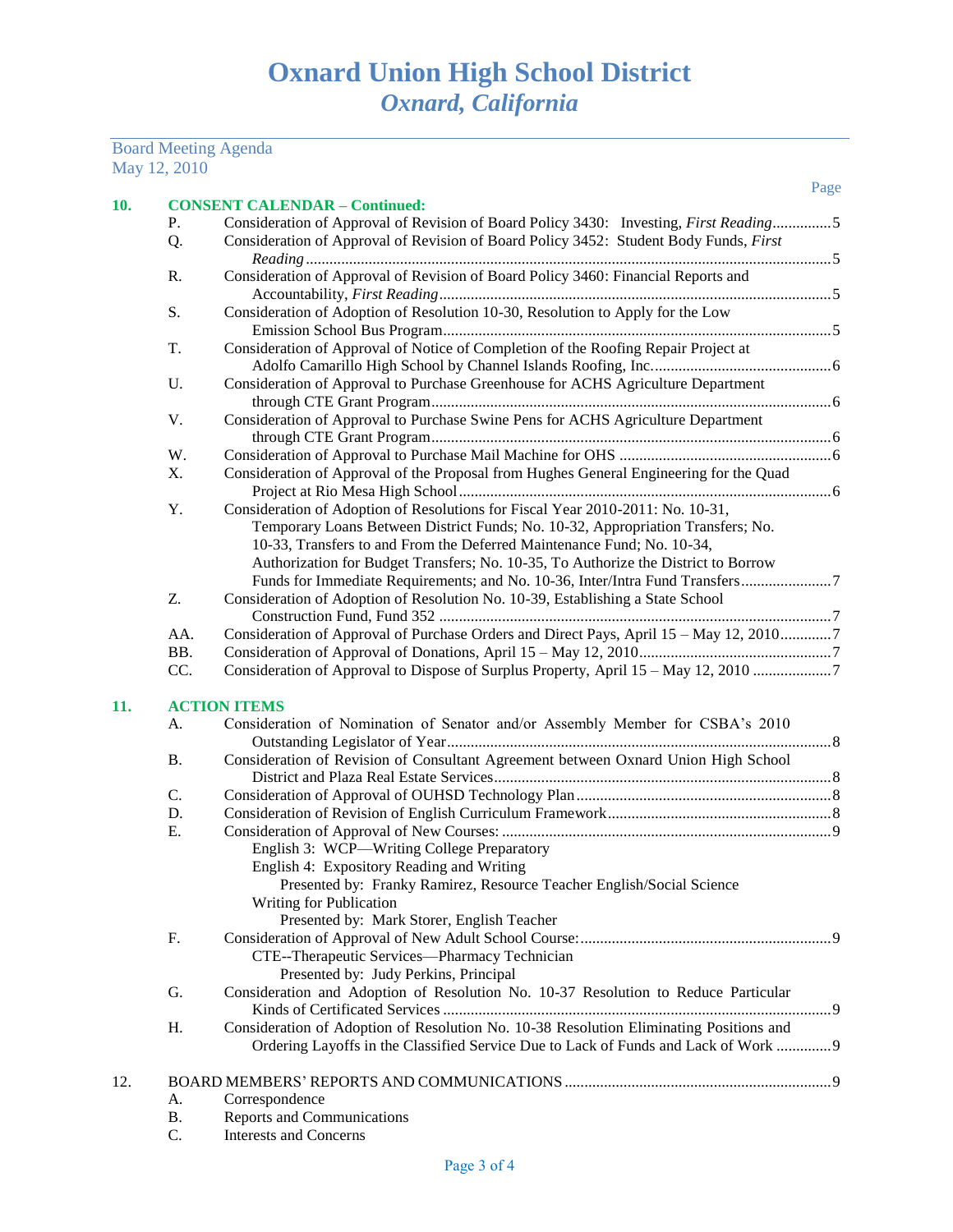# Oxnard Union High School District
## *Oxnard, California*

Board Meeting Agenda
May 12, 2010

Page

**10. CONSENT CALENDAR – Continued:**

- P. Consideration of Approval of Revision of Board Policy 3430: Investing, *First Reading*...............5
- Q. Consideration of Approval of Revision of Board Policy 3452: Student Body Funds, *First Reading*...............5
- R. Consideration of Approval of Revision of Board Policy 3460: Financial Reports and Accountability, *First Reading*...............5
- S. Consideration of Adoption of Resolution 10-30, Resolution to Apply for the Low Emission School Bus Program...............5
- T. Consideration of Approval of Notice of Completion of the Roofing Repair Project at Adolfo Camarillo High School by Channel Islands Roofing, Inc...............6
- U. Consideration of Approval to Purchase Greenhouse for ACHS Agriculture Department through CTE Grant Program...............6
- V. Consideration of Approval to Purchase Swine Pens for ACHS Agriculture Department through CTE Grant Program...............6
- W. Consideration of Approval to Purchase Mail Machine for OHS...............6
- X. Consideration of Approval of the Proposal from Hughes General Engineering for the Quad Project at Rio Mesa High School...............6
- Y. Consideration of Adoption of Resolutions for Fiscal Year 2010-2011: No. 10-31, Temporary Loans Between District Funds; No. 10-32, Appropriation Transfers; No. 10-33, Transfers to and From the Deferred Maintenance Fund; No. 10-34, Authorization for Budget Transfers; No. 10-35, To Authorize the District to Borrow Funds for Immediate Requirements; and No. 10-36, Inter/Intra Fund Transfers...............7
- Z. Consideration of Adoption of Resolution No. 10-39, Establishing a State School Construction Fund, Fund 352...............7
- AA. Consideration of Approval of Purchase Orders and Direct Pays, April 15 – May 12, 2010...............7
- BB. Consideration of Approval of Donations, April 15 – May 12, 2010...............7
- CC. Consideration of Approval to Dispose of Surplus Property, April 15 – May 12, 2010...............7

**11. ACTION ITEMS**

- A. Consideration of Nomination of Senator and/or Assembly Member for CSBA's 2010 Outstanding Legislator of Year...............8
- B. Consideration of Revision of Consultant Agreement between Oxnard Union High School District and Plaza Real Estate Services...............8
- C. Consideration of Approval of OUHSD Technology Plan...............8
- D. Consideration of Revision of English Curriculum Framework...............8
- E. Consideration of Approval of New Courses:...............9
  - English 3: WCP—Writing College Preparatory
  - English 4: Expository Reading and Writing
    - Presented by: Franky Ramirez, Resource Teacher English/Social Science
  - Writing for Publication
    - Presented by: Mark Storer, English Teacher
- F. Consideration of Approval of New Adult School Course:...............9
  - CTE--Therapeutic Services—Pharmacy Technician
    - Presented by: Judy Perkins, Principal
- G. Consideration and Adoption of Resolution No. 10-37 Resolution to Reduce Particular Kinds of Certificated Services...............9
- H. Consideration of Adoption of Resolution No. 10-38 Resolution Eliminating Positions and Ordering Layoffs in the Classified Service Due to Lack of Funds and Lack of Work...............9

12. BOARD MEMBERS' REPORTS AND COMMUNICATIONS...............9

- A. Correspondence
- B. Reports and Communications
- C. Interests and Concerns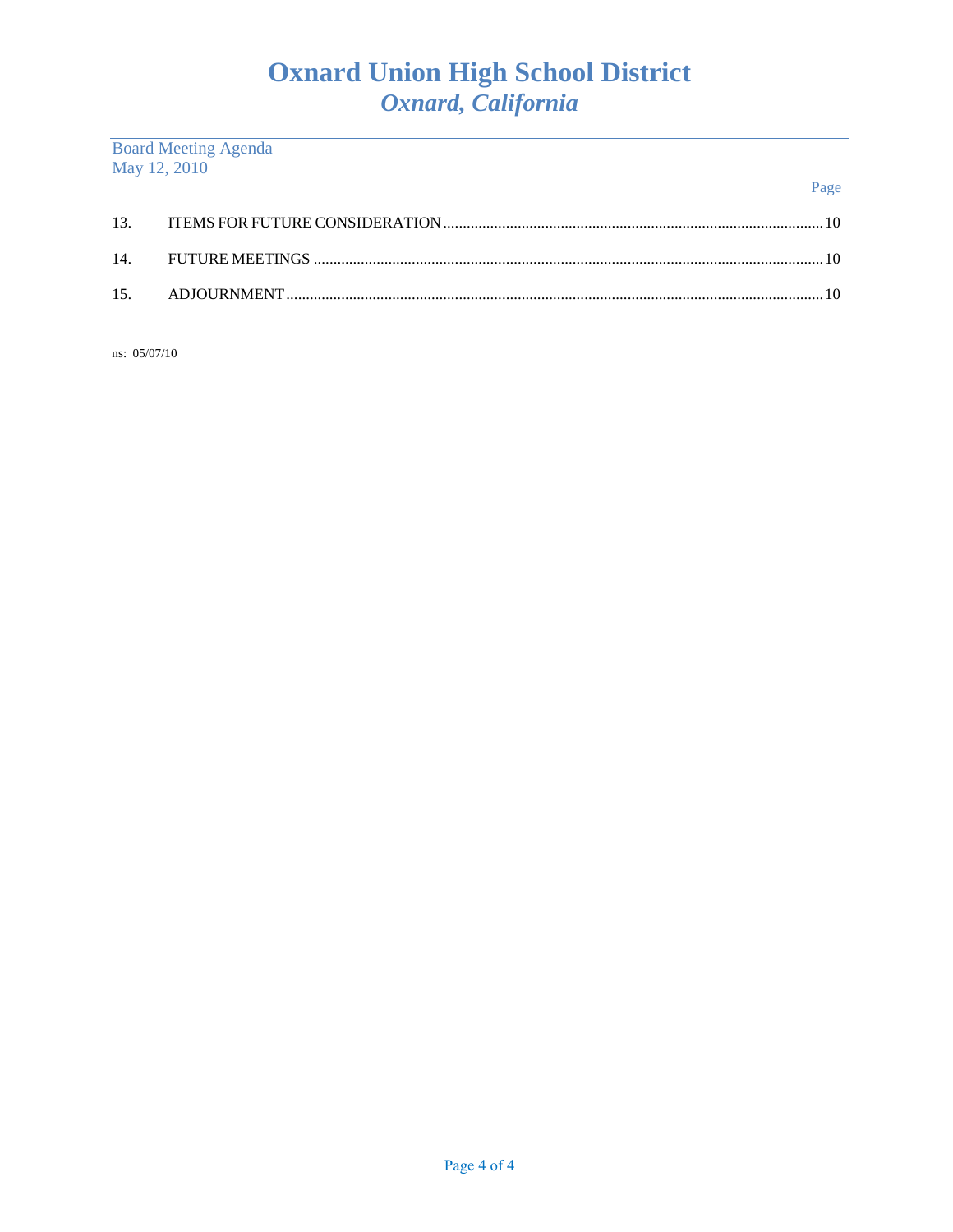| | | Page |
|---|---|---|
| 13. | ITEMS FOR FUTURE CONSIDERATION | 10 |
| 14. | FUTURE MEETINGS | 10 |
| 15. | ADJOURNMENT | 10 |

ns: 05/07/10